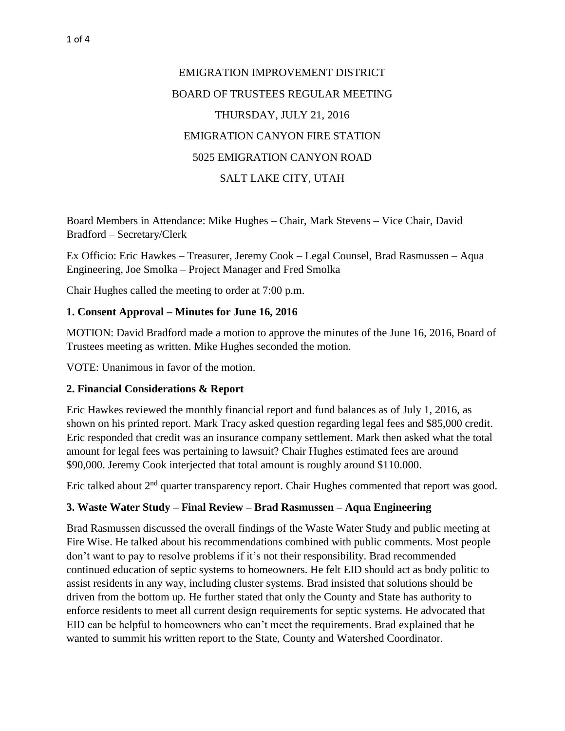# EMIGRATION IMPROVEMENT DISTRICT

## BOARD OF TRUSTEES REGULAR MEETING

## THURSDAY, JULY 21, 2016

## EMIGRATION CANYON FIRE STATION

## 5025 EMIGRATION CANYON ROAD

## SALT LAKE CITY, UTAH

Board Members in Attendance: Mike Hughes – Chair, Mark Stevens – Vice Chair, David Bradford – Secretary/Clerk

Ex Officio: Eric Hawkes – Treasurer, Jeremy Cook – Legal Counsel, Brad Rasmussen – Aqua Engineering, Joe Smolka – Project Manager and Fred Smolka

Chair Hughes called the meeting to order at 7:00 p.m.

**1. Consent Approval – Minutes for June 16, 2016**

MOTION: David Bradford made a motion to approve the minutes of the June 16, 2016, Board of Trustees meeting as written. Mike Hughes seconded the motion.

VOTE: Unanimous in favor of the motion.

**2. Financial Considerations & Report**

Eric Hawkes reviewed the monthly financial report and fund balances as of July 1, 2016, as shown on his printed report. Mark Tracy asked question regarding legal fees and $85,000 credit. Eric responded that credit was an insurance company settlement. Mark then asked what the total amount for legal fees was pertaining to lawsuit? Chair Hughes estimated fees are around $90,000. Jeremy Cook interjected that total amount is roughly around $110.000.

Eric talked about 2nd quarter transparency report. Chair Hughes commented that report was good.

**3. Waste Water Study – Final Review – Brad Rasmussen – Aqua Engineering**

Brad Rasmussen discussed the overall findings of the Waste Water Study and public meeting at Fire Wise. He talked about his recommendations combined with public comments. Most people don't want to pay to resolve problems if it's not their responsibility. Brad recommended continued education of septic systems to homeowners. He felt EID should act as body politic to assist residents in any way, including cluster systems. Brad insisted that solutions should be driven from the bottom up. He further stated that only the County and State has authority to enforce residents to meet all current design requirements for septic systems. He advocated that EID can be helpful to homeowners who can't meet the requirements. Brad explained that he wanted to summit his written report to the State, County and Watershed Coordinator.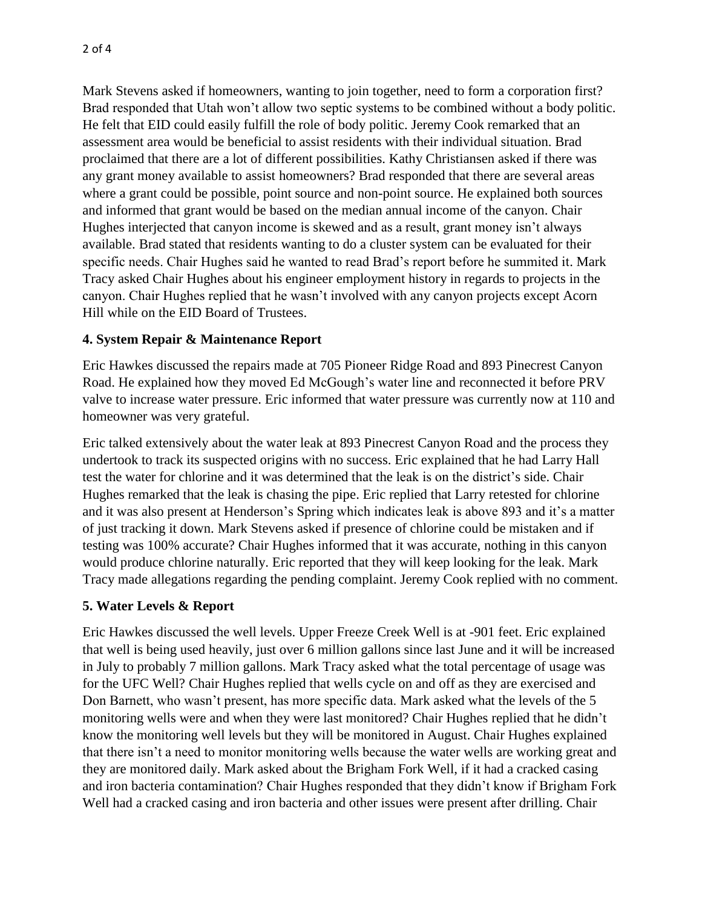Mark Stevens asked if homeowners, wanting to join together, need to form a corporation first? Brad responded that Utah won't allow two septic systems to be combined without a body politic. He felt that EID could easily fulfill the role of body politic. Jeremy Cook remarked that an assessment area would be beneficial to assist residents with their individual situation. Brad proclaimed that there are a lot of different possibilities. Kathy Christiansen asked if there was any grant money available to assist homeowners? Brad responded that there are several areas where a grant could be possible, point source and non-point source. He explained both sources and informed that grant would be based on the median annual income of the canyon. Chair Hughes interjected that canyon income is skewed and as a result, grant money isn't always available. Brad stated that residents wanting to do a cluster system can be evaluated for their specific needs. Chair Hughes said he wanted to read Brad's report before he summited it. Mark Tracy asked Chair Hughes about his engineer employment history in regards to projects in the canyon. Chair Hughes replied that he wasn't involved with any canyon projects except Acorn Hill while on the EID Board of Trustees.

## 4. System Repair & Maintenance Report

Eric Hawkes discussed the repairs made at 705 Pioneer Ridge Road and 893 Pinecrest Canyon Road. He explained how they moved Ed McGough's water line and reconnected it before PRV valve to increase water pressure. Eric informed that water pressure was currently now at 110 and homeowner was very grateful.

Eric talked extensively about the water leak at 893 Pinecrest Canyon Road and the process they undertook to track its suspected origins with no success. Eric explained that he had Larry Hall test the water for chlorine and it was determined that the leak is on the district's side. Chair Hughes remarked that the leak is chasing the pipe. Eric replied that Larry retested for chlorine and it was also present at Henderson's Spring which indicates leak is above 893 and it's a matter of just tracking it down. Mark Stevens asked if presence of chlorine could be mistaken and if testing was 100% accurate? Chair Hughes informed that it was accurate, nothing in this canyon would produce chlorine naturally. Eric reported that they will keep looking for the leak. Mark Tracy made allegations regarding the pending complaint. Jeremy Cook replied with no comment.

## 5. Water Levels & Report

Eric Hawkes discussed the well levels. Upper Freeze Creek Well is at -901 feet. Eric explained that well is being used heavily, just over 6 million gallons since last June and it will be increased in July to probably 7 million gallons. Mark Tracy asked what the total percentage of usage was for the UFC Well? Chair Hughes replied that wells cycle on and off as they are exercised and Don Barnett, who wasn't present, has more specific data. Mark asked what the levels of the 5 monitoring wells were and when they were last monitored? Chair Hughes replied that he didn't know the monitoring well levels but they will be monitored in August. Chair Hughes explained that there isn't a need to monitor monitoring wells because the water wells are working great and they are monitored daily. Mark asked about the Brigham Fork Well, if it had a cracked casing and iron bacteria contamination? Chair Hughes responded that they didn't know if Brigham Fork Well had a cracked casing and iron bacteria and other issues were present after drilling. Chair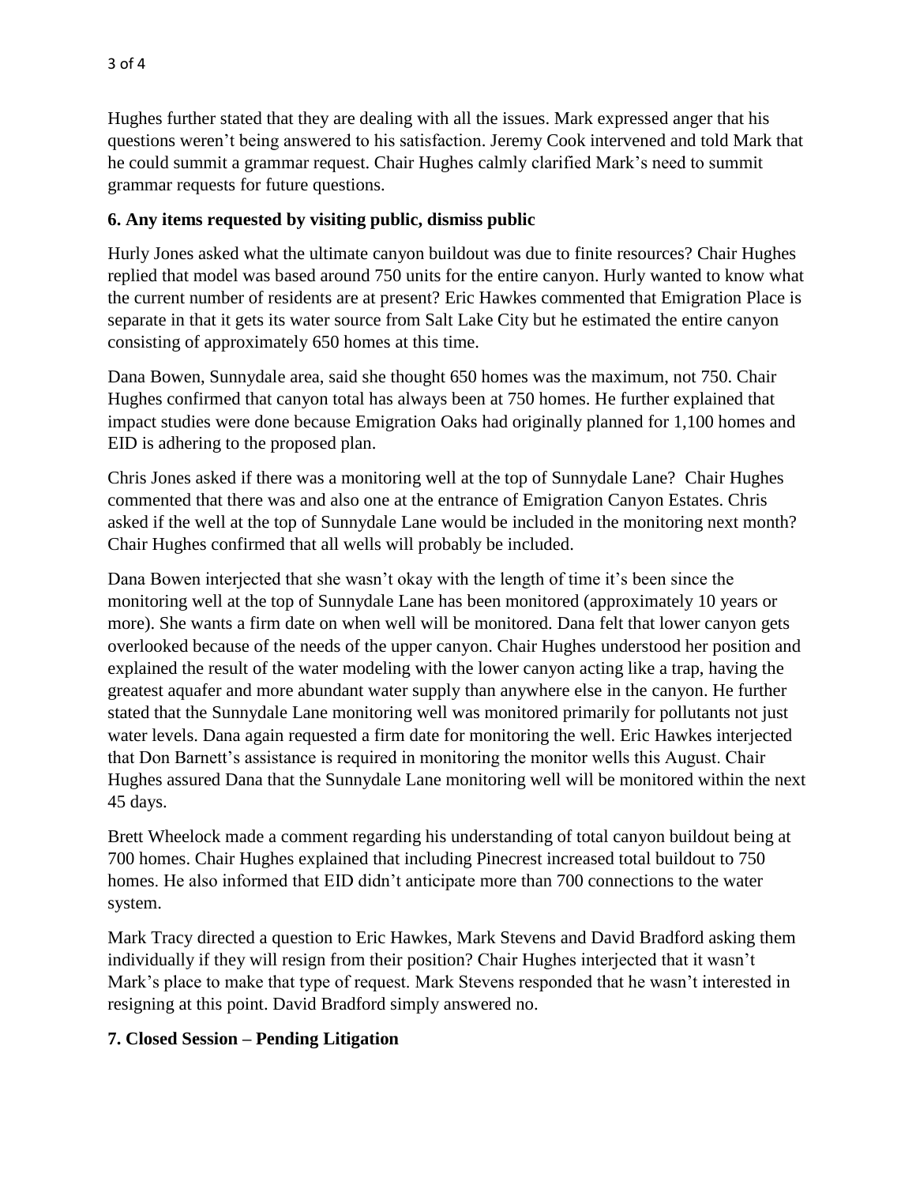Hughes further stated that they are dealing with all the issues. Mark expressed anger that his questions weren't being answered to his satisfaction. Jeremy Cook intervened and told Mark that he could summit a grammar request. Chair Hughes calmly clarified Mark's need to summit grammar requests for future questions.

**6. Any items requested by visiting public, dismiss public**

Hurly Jones asked what the ultimate canyon buildout was due to finite resources? Chair Hughes replied that model was based around 750 units for the entire canyon. Hurly wanted to know what the current number of residents are at present? Eric Hawkes commented that Emigration Place is separate in that it gets its water source from Salt Lake City but he estimated the entire canyon consisting of approximately 650 homes at this time.

Dana Bowen, Sunnydale area, said she thought 650 homes was the maximum, not 750. Chair Hughes confirmed that canyon total has always been at 750 homes. He further explained that impact studies were done because Emigration Oaks had originally planned for 1,100 homes and EID is adhering to the proposed plan.

Chris Jones asked if there was a monitoring well at the top of Sunnydale Lane? Chair Hughes commented that there was and also one at the entrance of Emigration Canyon Estates. Chris asked if the well at the top of Sunnydale Lane would be included in the monitoring next month? Chair Hughes confirmed that all wells will probably be included.

Dana Bowen interjected that she wasn't okay with the length of time it's been since the monitoring well at the top of Sunnydale Lane has been monitored (approximately 10 years or more). She wants a firm date on when well will be monitored. Dana felt that lower canyon gets overlooked because of the needs of the upper canyon. Chair Hughes understood her position and explained the result of the water modeling with the lower canyon acting like a trap, having the greatest aquafer and more abundant water supply than anywhere else in the canyon. He further stated that the Sunnydale Lane monitoring well was monitored primarily for pollutants not just water levels. Dana again requested a firm date for monitoring the well. Eric Hawkes interjected that Don Barnett's assistance is required in monitoring the monitor wells this August. Chair Hughes assured Dana that the Sunnydale Lane monitoring well will be monitored within the next 45 days.

Brett Wheelock made a comment regarding his understanding of total canyon buildout being at 700 homes. Chair Hughes explained that including Pinecrest increased total buildout to 750 homes. He also informed that EID didn't anticipate more than 700 connections to the water system.

Mark Tracy directed a question to Eric Hawkes, Mark Stevens and David Bradford asking them individually if they will resign from their position? Chair Hughes interjected that it wasn't Mark's place to make that type of request. Mark Stevens responded that he wasn't interested in resigning at this point. David Bradford simply answered no.

**7. Closed Session – Pending Litigation**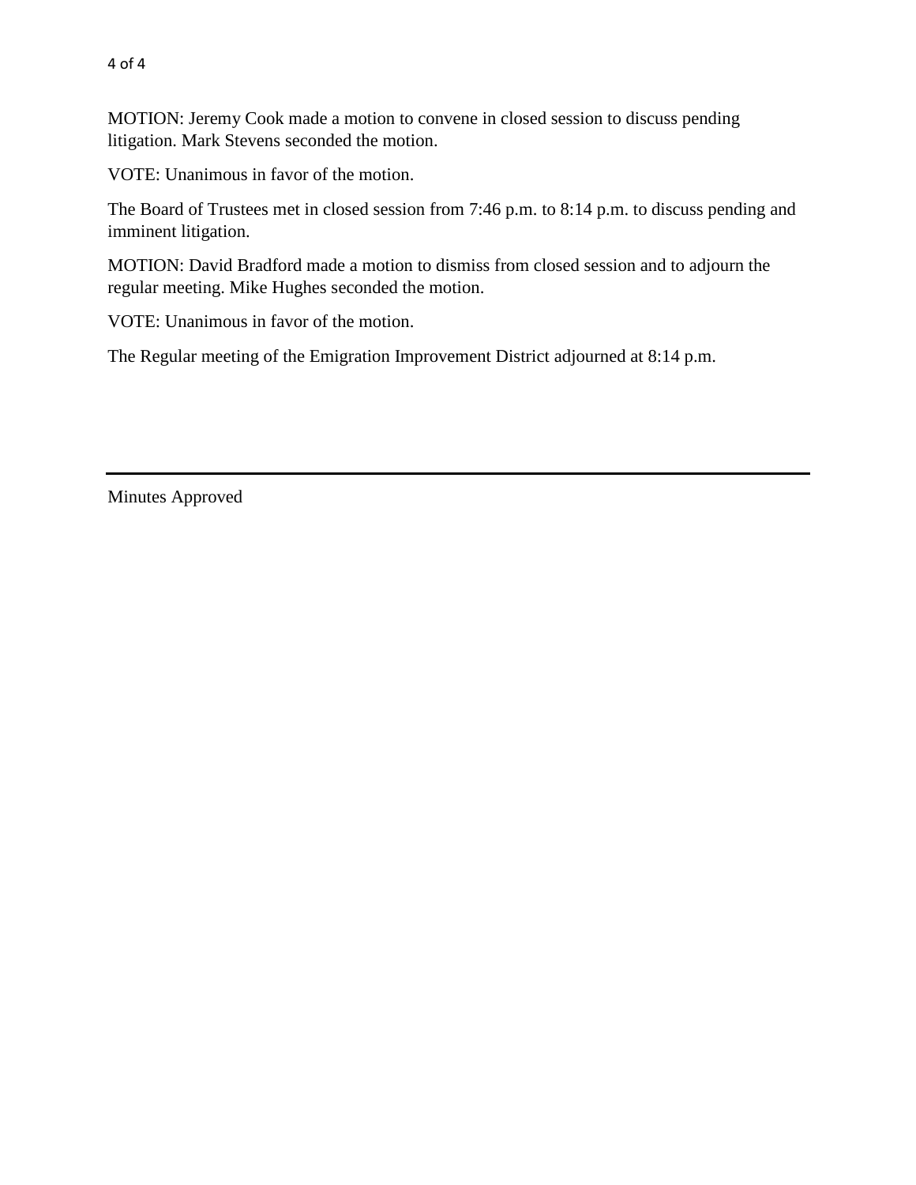MOTION: Jeremy Cook made a motion to convene in closed session to discuss pending litigation. Mark Stevens seconded the motion.

VOTE: Unanimous in favor of the motion.

The Board of Trustees met in closed session from 7:46 p.m. to 8:14 p.m. to discuss pending and imminent litigation.

MOTION: David Bradford made a motion to dismiss from closed session and to adjourn the regular meeting. Mike Hughes seconded the motion.

VOTE: Unanimous in favor of the motion.

The Regular meeting of the Emigration Improvement District adjourned at 8:14 p.m.

---

Minutes Approved